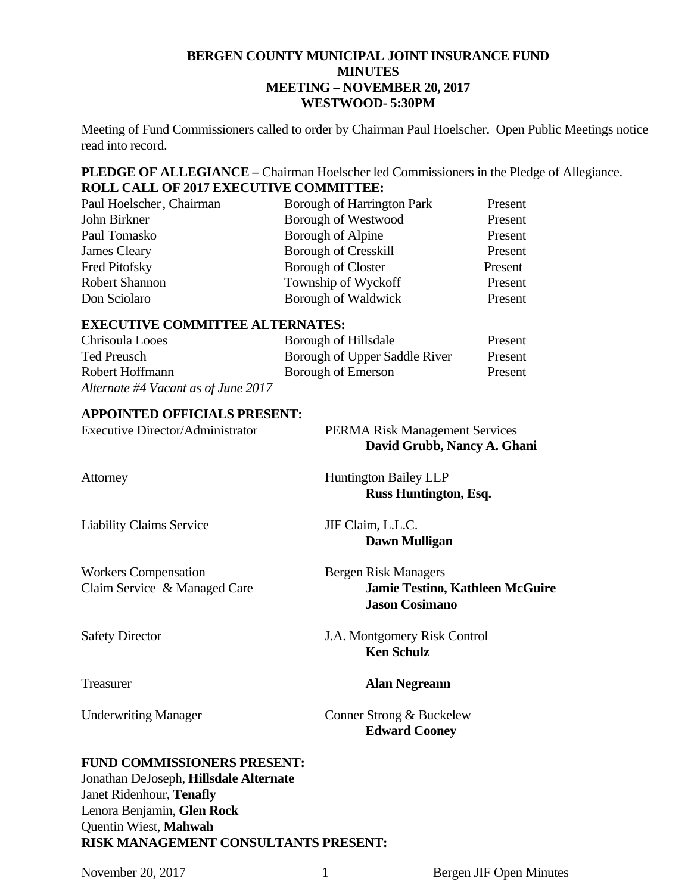**BERGEN COUNTY MUNICIPAL JOINT INSURANCE FUND**
**MINUTES**
**MEETING – NOVEMBER 20, 2017**
**WESTWOOD- 5:30PM**

Meeting of Fund Commissioners called to order by Chairman Paul Hoelscher. Open Public Meetings notice read into record.

**PLEDGE OF ALLEGIANCE –** Chairman Hoelscher led Commissioners in the Pledge of Allegiance.

**ROLL CALL OF 2017 EXECUTIVE COMMITTEE:**

| | | |
|---|---|---|
| Paul Hoelscher, Chairman | Borough of Harrington Park | Present |
| John Birkner | Borough of Westwood | Present |
| Paul Tomasko | Borough of Alpine | Present |
| James Cleary | Borough of Cresskill | Present |
| Fred Pitofsky | Borough of Closter | Present |
| Robert Shannon | Township of Wyckoff | Present |
| Don Sciolaro | Borough of Waldwick | Present |

**EXECUTIVE COMMITTEE ALTERNATES:**

| | | |
|---|---|---|
| Chrisoula Looes | Borough of Hillsdale | Present |
| Ted Preusch | Borough of Upper Saddle River | Present |
| Robert Hoffmann | Borough of Emerson | Present |

*Alternate #4 Vacant as of June 2017*

**APPOINTED OFFICIALS PRESENT:**

| | |
|---|---|
| Executive Director/Administrator | PERMA Risk Management Services **David Grubb, Nancy A. Ghani** |
| Attorney | Huntington Bailey LLP **Russ Huntington, Esq.** |
| Liability Claims Service | JIF Claim, L.L.C. **Dawn Mulligan** |
| Workers Compensation Claim Service & Managed Care | Bergen Risk Managers **Jamie Testino, Kathleen McGuire Jason Cosimano** |
| Safety Director | J.A. Montgomery Risk Control **Ken Schulz** |
| Treasurer | **Alan Negreann** |
| Underwriting Manager | Conner Strong & Buckelew **Edward Cooney** |

**FUND COMMISSIONERS PRESENT:**

Jonathan DeJoseph, **Hillsdale Alternate**
Janet Ridenhour, **Tenafly**
Lenora Benjamin, **Glen Rock**
Quentin Wiest, **Mahwah**

**RISK MANAGEMENT CONSULTANTS PRESENT:**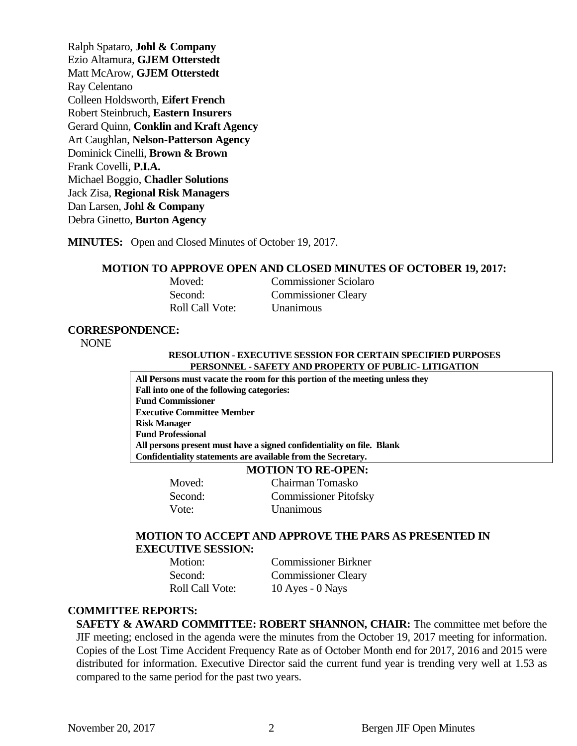Ralph Spataro, **Johl & Company**
Ezio Altamura, **GJEM Otterstedt**
Matt McArow, **GJEM Otterstedt**
Ray Celentano
Colleen Holdsworth, **Eifert French**
Robert Steinbruch, **Eastern Insurers**
Gerard Quinn, **Conklin and Kraft Agency**
Art Caughlan, **Nelson-Patterson Agency**
Dominick Cinelli, **Brown & Brown**
Frank Covelli, **P.I.A.**
Michael Boggio, **Chadler Solutions**
Jack Zisa, **Regional Risk Managers**
Dan Larsen, **Johl & Company**
Debra Ginetto, **Burton Agency**

**MINUTES:** Open and Closed Minutes of October 19, 2017.

**MOTION TO APPROVE OPEN AND CLOSED MINUTES OF OCTOBER 19, 2017:**

| | |
|---|---|
| Moved: | Commissioner Sciolaro |
| Second: | Commissioner Cleary |
| Roll Call Vote: | Unanimous |

**CORRESPONDENCE:**

NONE

**RESOLUTION - EXECUTIVE SESSION FOR CERTAIN SPECIFIED PURPOSES PERSONNEL - SAFETY AND PROPERTY OF PUBLIC- LITIGATION**

**All Persons must vacate the room for this portion of the meeting unless they Fall into one of the following categories:**
**Fund Commissioner**
**Executive Committee Member**
**Risk Manager**
**Fund Professional**
**All persons present must have a signed confidentiality on file. Blank Confidentiality statements are available from the Secretary.**

**MOTION TO RE-OPEN:**

| | |
|---|---|
| Moved: | Chairman Tomasko |
| Second: | Commissioner Pitofsky |
| Vote: | Unanimous |

**MOTION TO ACCEPT AND APPROVE THE PARS AS PRESENTED IN EXECUTIVE SESSION:**

| | |
|---|---|
| Motion: | Commissioner Birkner |
| Second: | Commissioner Cleary |
| Roll Call Vote: | 10 Ayes - 0 Nays |

**COMMITTEE REPORTS:**

**SAFETY & AWARD COMMITTEE: ROBERT SHANNON, CHAIR:** The committee met before the JIF meeting; enclosed in the agenda were the minutes from the October 19, 2017 meeting for information. Copies of the Lost Time Accident Frequency Rate as of October Month end for 2017, 2016 and 2015 were distributed for information. Executive Director said the current fund year is trending very well at 1.53 as compared to the same period for the past two years.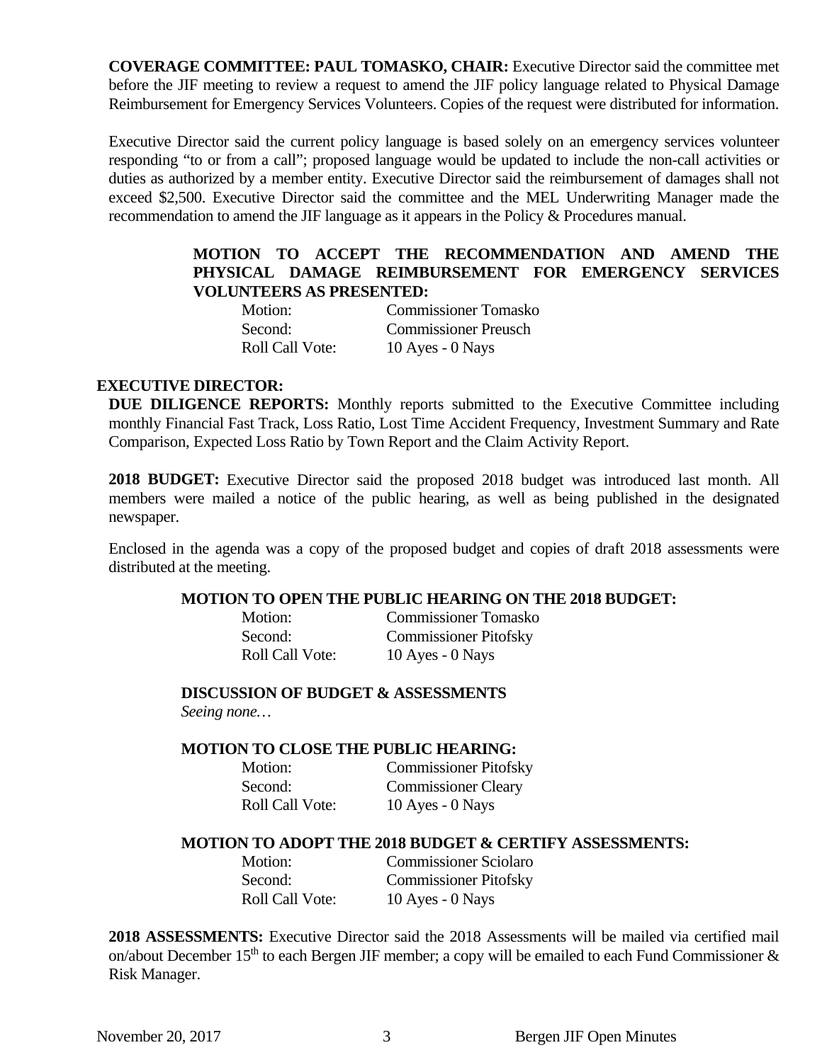**COVERAGE COMMITTEE: PAUL TOMASKO, CHAIR:** Executive Director said the committee met before the JIF meeting to review a request to amend the JIF policy language related to Physical Damage Reimbursement for Emergency Services Volunteers. Copies of the request were distributed for information.

Executive Director said the current policy language is based solely on an emergency services volunteer responding "to or from a call"; proposed language would be updated to include the non-call activities or duties as authorized by a member entity. Executive Director said the reimbursement of damages shall not exceed $2,500. Executive Director said the committee and the MEL Underwriting Manager made the recommendation to amend the JIF language as it appears in the Policy & Procedures manual.

**MOTION TO ACCEPT THE RECOMMENDATION AND AMEND THE PHYSICAL DAMAGE REIMBURSEMENT FOR EMERGENCY SERVICES VOLUNTEERS AS PRESENTED:**

| | |
|---|---|
| Motion: | Commissioner Tomasko |
| Second: | Commissioner Preusch |
| Roll Call Vote: | 10 Ayes - 0 Nays |

**EXECUTIVE DIRECTOR:**

**DUE DILIGENCE REPORTS:** Monthly reports submitted to the Executive Committee including monthly Financial Fast Track, Loss Ratio, Lost Time Accident Frequency, Investment Summary and Rate Comparison, Expected Loss Ratio by Town Report and the Claim Activity Report.

**2018 BUDGET:** Executive Director said the proposed 2018 budget was introduced last month. All members were mailed a notice of the public hearing, as well as being published in the designated newspaper.

Enclosed in the agenda was a copy of the proposed budget and copies of draft 2018 assessments were distributed at the meeting.

**MOTION TO OPEN THE PUBLIC HEARING ON THE 2018 BUDGET:**

| | |
|---|---|
| Motion: | Commissioner Tomasko |
| Second: | Commissioner Pitofsky |
| Roll Call Vote: | 10 Ayes - 0 Nays |

**DISCUSSION OF BUDGET & ASSESSMENTS**

*Seeing none…*

**MOTION TO CLOSE THE PUBLIC HEARING:**

| | |
|---|---|
| Motion: | Commissioner Pitofsky |
| Second: | Commissioner Cleary |
| Roll Call Vote: | 10 Ayes - 0 Nays |

**MOTION TO ADOPT THE 2018 BUDGET & CERTIFY ASSESSMENTS:**

| | |
|---|---|
| Motion: | Commissioner Sciolaro |
| Second: | Commissioner Pitofsky |
| Roll Call Vote: | 10 Ayes - 0 Nays |

**2018 ASSESSMENTS:** Executive Director said the 2018 Assessments will be mailed via certified mail on/about December 15th to each Bergen JIF member; a copy will be emailed to each Fund Commissioner & Risk Manager.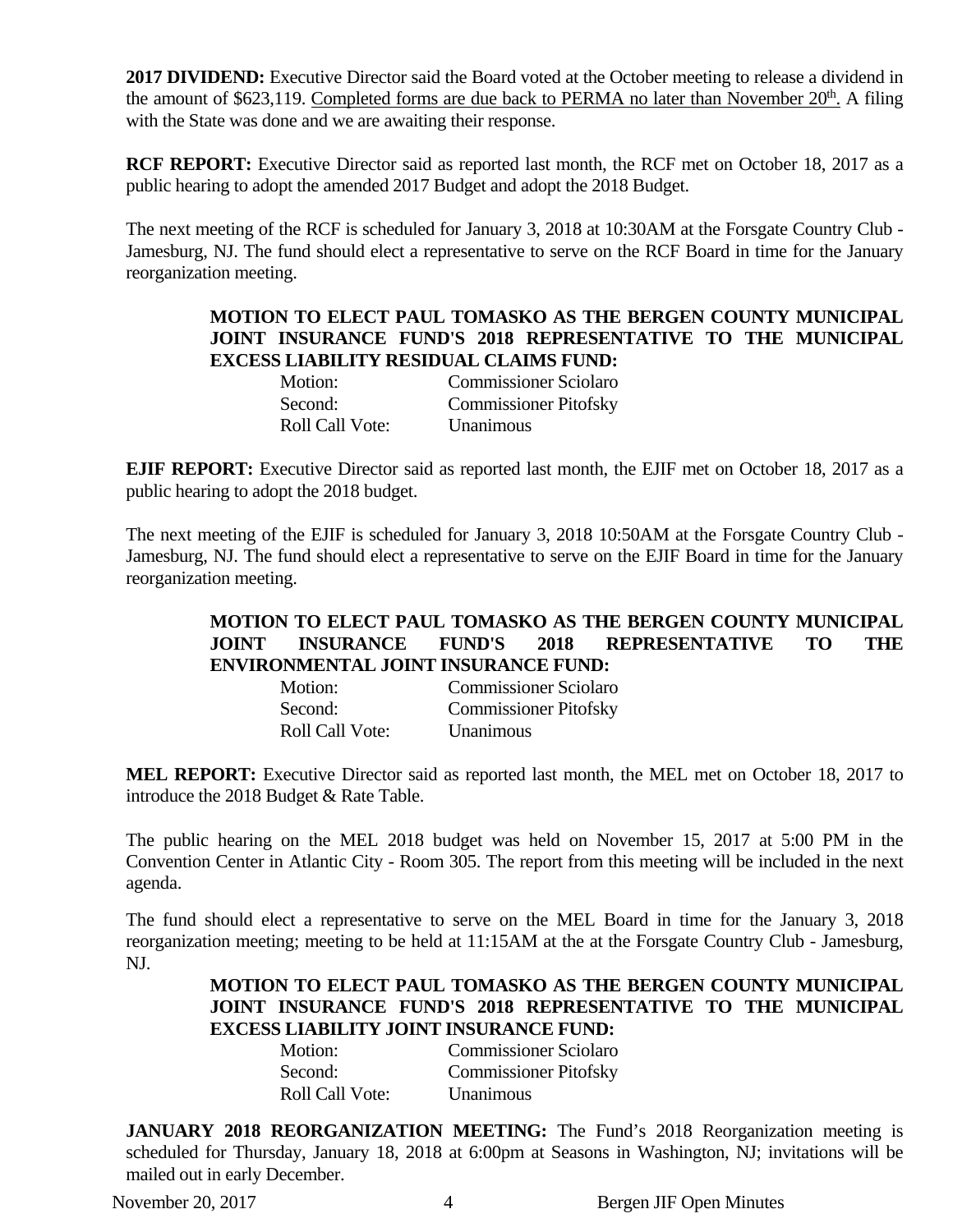**2017 DIVIDEND:** Executive Director said the Board voted at the October meeting to release a dividend in the amount of $623,119. Completed forms are due back to PERMA no later than November 20th. A filing with the State was done and we are awaiting their response.

**RCF REPORT:** Executive Director said as reported last month, the RCF met on October 18, 2017 as a public hearing to adopt the amended 2017 Budget and adopt the 2018 Budget.

The next meeting of the RCF is scheduled for January 3, 2018 at 10:30AM at the Forsgate Country Club - Jamesburg, NJ. The fund should elect a representative to serve on the RCF Board in time for the January reorganization meeting.

**MOTION TO ELECT PAUL TOMASKO AS THE BERGEN COUNTY MUNICIPAL JOINT INSURANCE FUND'S 2018 REPRESENTATIVE TO THE MUNICIPAL EXCESS LIABILITY RESIDUAL CLAIMS FUND:**

Motion: Commissioner Sciolaro
Second: Commissioner Pitofsky
Roll Call Vote: Unanimous

**EJIF REPORT:** Executive Director said as reported last month, the EJIF met on October 18, 2017 as a public hearing to adopt the 2018 budget.

The next meeting of the EJIF is scheduled for January 3, 2018 10:50AM at the Forsgate Country Club - Jamesburg, NJ. The fund should elect a representative to serve on the EJIF Board in time for the January reorganization meeting.

**MOTION TO ELECT PAUL TOMASKO AS THE BERGEN COUNTY MUNICIPAL JOINT INSURANCE FUND'S 2018 REPRESENTATIVE TO THE ENVIRONMENTAL JOINT INSURANCE FUND:**

Motion: Commissioner Sciolaro
Second: Commissioner Pitofsky
Roll Call Vote: Unanimous

**MEL REPORT:** Executive Director said as reported last month, the MEL met on October 18, 2017 to introduce the 2018 Budget & Rate Table.

The public hearing on the MEL 2018 budget was held on November 15, 2017 at 5:00 PM in the Convention Center in Atlantic City - Room 305. The report from this meeting will be included in the next agenda.

The fund should elect a representative to serve on the MEL Board in time for the January 3, 2018 reorganization meeting; meeting to be held at 11:15AM at the at the Forsgate Country Club - Jamesburg, NJ.

**MOTION TO ELECT PAUL TOMASKO AS THE BERGEN COUNTY MUNICIPAL JOINT INSURANCE FUND'S 2018 REPRESENTATIVE TO THE MUNICIPAL EXCESS LIABILITY JOINT INSURANCE FUND:**

Motion: Commissioner Sciolaro
Second: Commissioner Pitofsky
Roll Call Vote: Unanimous

**JANUARY 2018 REORGANIZATION MEETING:** The Fund's 2018 Reorganization meeting is scheduled for Thursday, January 18, 2018 at 6:00pm at Seasons in Washington, NJ; invitations will be mailed out in early December.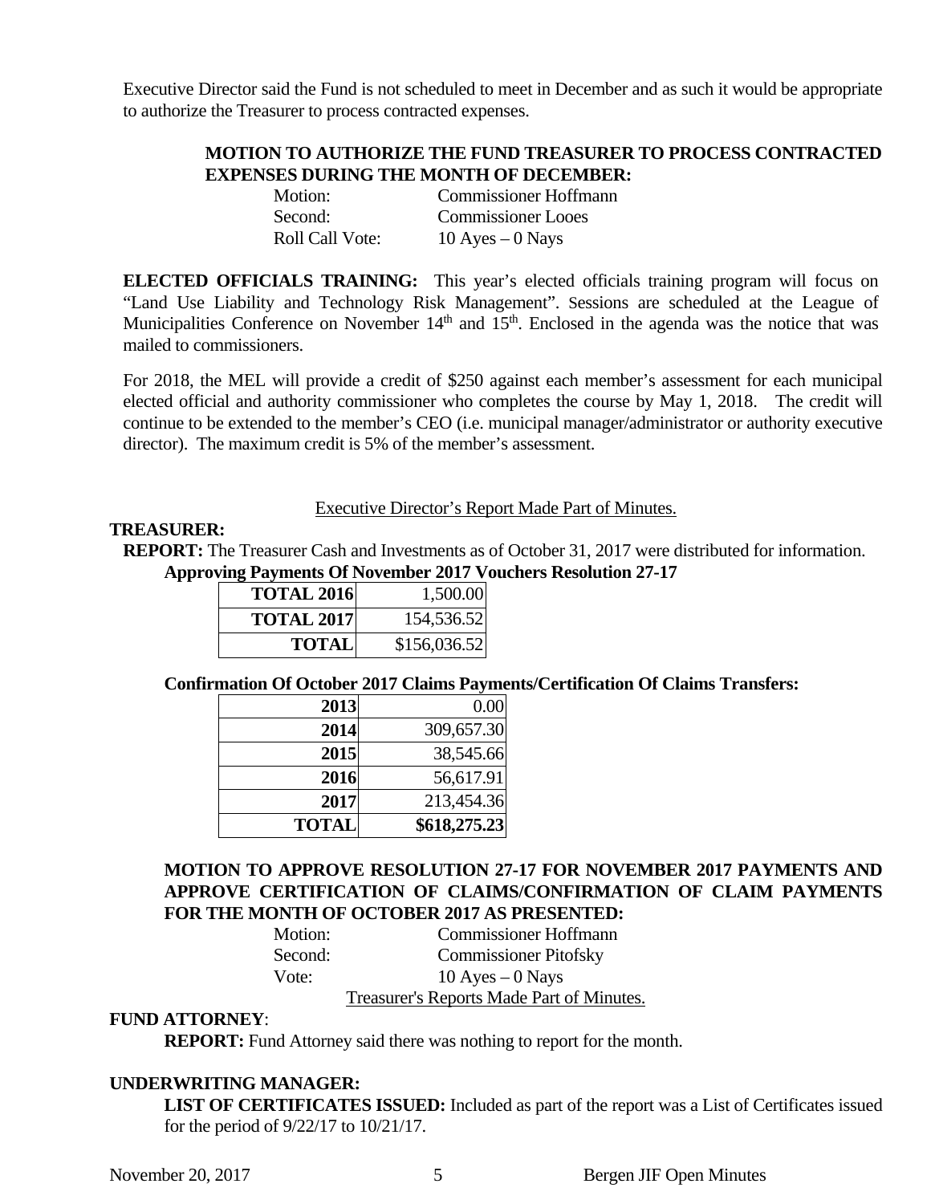Executive Director said the Fund is not scheduled to meet in December and as such it would be appropriate to authorize the Treasurer to process contracted expenses.

**MOTION TO AUTHORIZE THE FUND TREASURER TO PROCESS CONTRACTED EXPENSES DURING THE MONTH OF DECEMBER:**

Motion: Commissioner Hoffmann
Second: Commissioner Looes
Roll Call Vote: 10 Ayes – 0 Nays

**ELECTED OFFICIALS TRAINING:** This year's elected officials training program will focus on "Land Use Liability and Technology Risk Management". Sessions are scheduled at the League of Municipalities Conference on November 14th and 15th. Enclosed in the agenda was the notice that was mailed to commissioners.

For 2018, the MEL will provide a credit of $250 against each member's assessment for each municipal elected official and authority commissioner who completes the course by May 1, 2018. The credit will continue to be extended to the member's CEO (i.e. municipal manager/administrator or authority executive director). The maximum credit is 5% of the member's assessment.

Executive Director's Report Made Part of Minutes.

**TREASURER:**

**REPORT:** The Treasurer Cash and Investments as of October 31, 2017 were distributed for information.

**Approving Payments Of November 2017 Vouchers Resolution 27-17**

| | |
|---|---|
| **TOTAL 2016** | 1,500.00 |
| **TOTAL 2017** | 154,536.52 |
| **TOTAL** | $156,036.52 |

**Confirmation Of October 2017 Claims Payments/Certification Of Claims Transfers:**

| | |
|---|---|
| **2013** | 0.00 |
| **2014** | 309,657.30 |
| **2015** | 38,545.66 |
| **2016** | 56,617.91 |
| **2017** | 213,454.36 |
| **TOTAL** | **$618,275.23** |

**MOTION TO APPROVE RESOLUTION 27-17 FOR NOVEMBER 2017 PAYMENTS AND APPROVE CERTIFICATION OF CLAIMS/CONFIRMATION OF CLAIM PAYMENTS FOR THE MONTH OF OCTOBER 2017 AS PRESENTED:**

Motion: Commissioner Hoffmann
Second: Commissioner Pitofsky
Vote: 10 Ayes – 0 Nays

Treasurer's Reports Made Part of Minutes.

**FUND ATTORNEY**:

**REPORT:** Fund Attorney said there was nothing to report for the month.

**UNDERWRITING MANAGER:**

**LIST OF CERTIFICATES ISSUED:** Included as part of the report was a List of Certificates issued for the period of 9/22/17 to 10/21/17.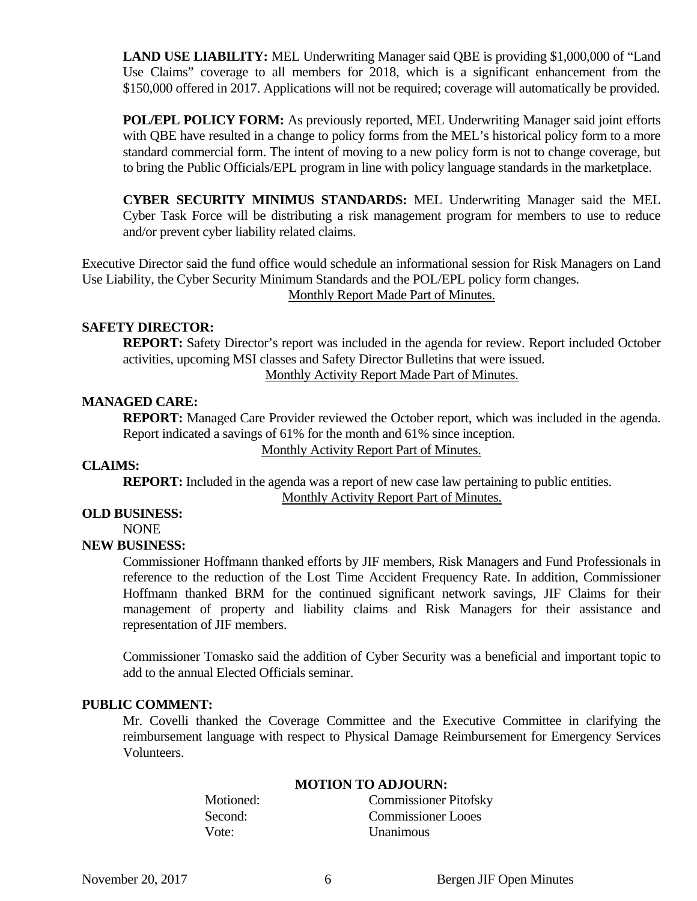**LAND USE LIABILITY:** MEL Underwriting Manager said QBE is providing $1,000,000 of "Land Use Claims" coverage to all members for 2018, which is a significant enhancement from the $150,000 offered in 2017. Applications will not be required; coverage will automatically be provided.

**POL/EPL POLICY FORM:** As previously reported, MEL Underwriting Manager said joint efforts with QBE have resulted in a change to policy forms from the MEL's historical policy form to a more standard commercial form. The intent of moving to a new policy form is not to change coverage, but to bring the Public Officials/EPL program in line with policy language standards in the marketplace.

**CYBER SECURITY MINIMUS STANDARDS:** MEL Underwriting Manager said the MEL Cyber Task Force will be distributing a risk management program for members to use to reduce and/or prevent cyber liability related claims.

Executive Director said the fund office would schedule an informational session for Risk Managers on Land Use Liability, the Cyber Security Minimum Standards and the POL/EPL policy form changes.

Monthly Report Made Part of Minutes.

**SAFETY DIRECTOR:**

**REPORT:** Safety Director's report was included in the agenda for review. Report included October activities, upcoming MSI classes and Safety Director Bulletins that were issued.

Monthly Activity Report Made Part of Minutes.

**MANAGED CARE:**

**REPORT:** Managed Care Provider reviewed the October report, which was included in the agenda. Report indicated a savings of 61% for the month and 61% since inception.

Monthly Activity Report Part of Minutes.

**CLAIMS:**

**REPORT:** Included in the agenda was a report of new case law pertaining to public entities.

Monthly Activity Report Part of Minutes.

**OLD BUSINESS:**

NONE

**NEW BUSINESS:**

Commissioner Hoffmann thanked efforts by JIF members, Risk Managers and Fund Professionals in reference to the reduction of the Lost Time Accident Frequency Rate. In addition, Commissioner Hoffmann thanked BRM for the continued significant network savings, JIF Claims for their management of property and liability claims and Risk Managers for their assistance and representation of JIF members.

Commissioner Tomasko said the addition of Cyber Security was a beneficial and important topic to add to the annual Elected Officials seminar.

**PUBLIC COMMENT:**

Mr. Covelli thanked the Coverage Committee and the Executive Committee in clarifying the reimbursement language with respect to Physical Damage Reimbursement for Emergency Services Volunteers.

**MOTION TO ADJOURN:**

Motioned: Commissioner Pitofsky
Second: Commissioner Looes
Vote: Unanimous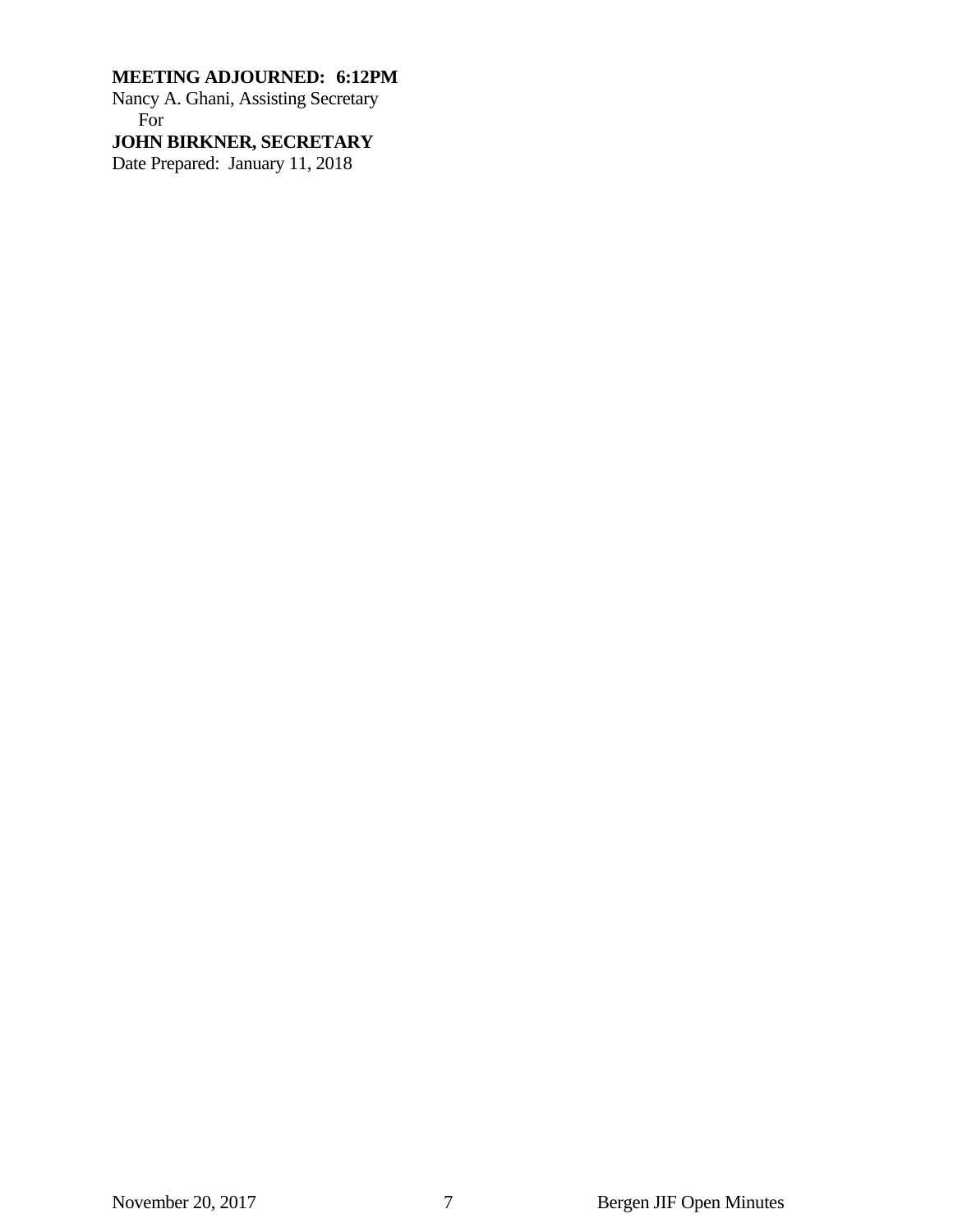**MEETING ADJOURNED: 6:12PM**
Nancy A. Ghani, Assisting Secretary
For
**JOHN BIRKNER, SECRETARY**
Date Prepared: January 11, 2018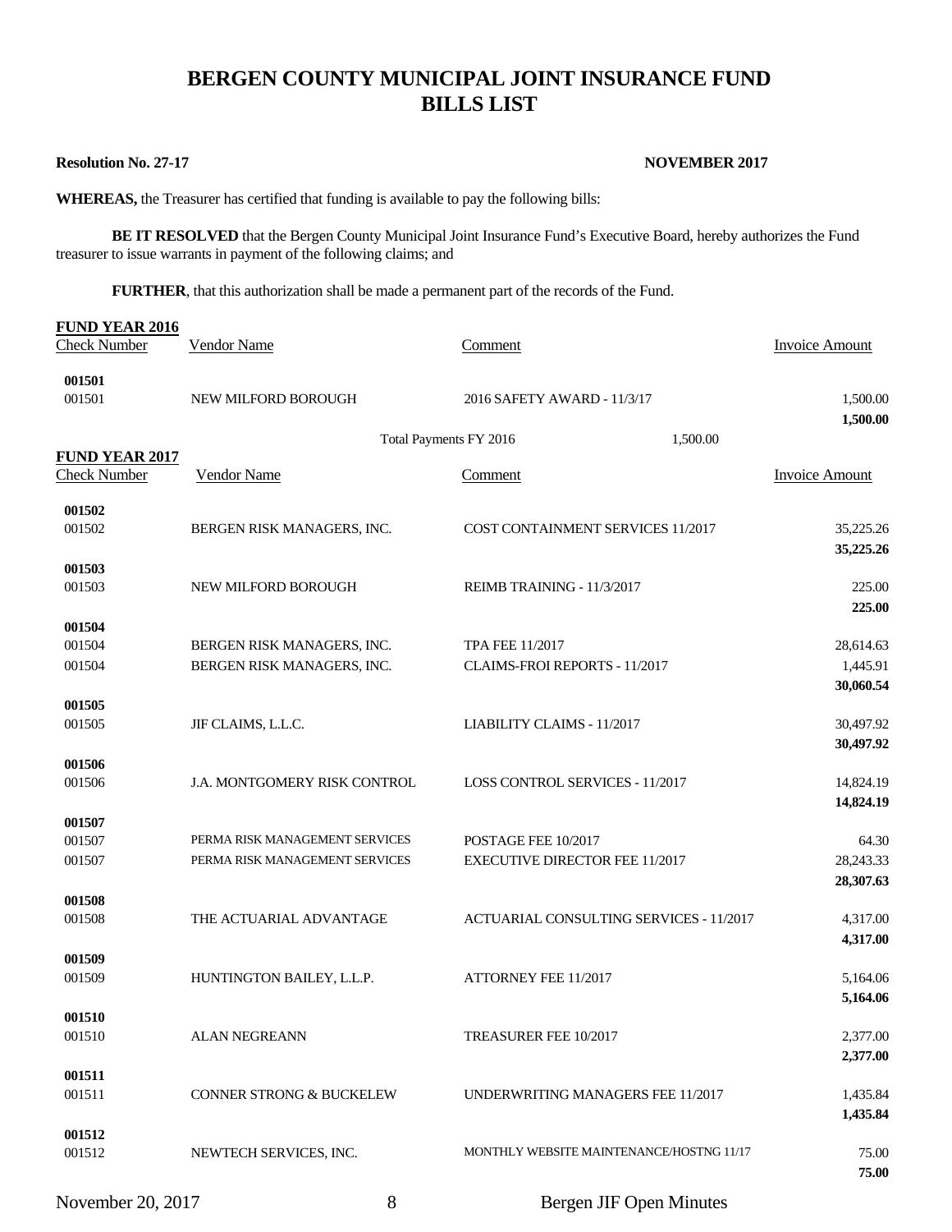# BERGEN COUNTY MUNICIPAL JOINT INSURANCE FUND
# BILLS LIST

**Resolution No. 27-17** **NOVEMBER 2017**

**WHEREAS,** the Treasurer has certified that funding is available to pay the following bills:

**BE IT RESOLVED** that the Bergen County Municipal Joint Insurance Fund's Executive Board, hereby authorizes the Fund treasurer to issue warrants in payment of the following claims; and

**FURTHER**, that this authorization shall be made a permanent part of the records of the Fund.

**FUND YEAR 2016**

| Check Number | Vendor Name | Comment | Invoice Amount |
|---|---|---|---|
| **001501** | | | |
| 001501 | NEW MILFORD BOROUGH | 2016 SAFETY AWARD - 11/3/17 | 1,500.00 |
| | | | **1,500.00** |
| | | Total Payments FY 2016 1,500.00 | |

**FUND YEAR 2017**

| Check Number | Vendor Name | Comment | Invoice Amount |
|---|---|---|---|
| **001502** | | | |
| 001502 | BERGEN RISK MANAGERS, INC. | COST CONTAINMENT SERVICES 11/2017 | 35,225.26 |
| | | | **35,225.26** |
| **001503** | | | |
| 001503 | NEW MILFORD BOROUGH | REIMB TRAINING - 11/3/2017 | 225.00 |
| | | | **225.00** |
| **001504** | | | |
| 001504 | BERGEN RISK MANAGERS, INC. | TPA FEE 11/2017 | 28,614.63 |
| 001504 | BERGEN RISK MANAGERS, INC. | CLAIMS-FROI REPORTS - 11/2017 | 1,445.91 |
| | | | **30,060.54** |
| **001505** | | | |
| 001505 | JIF CLAIMS, L.L.C. | LIABILITY CLAIMS - 11/2017 | 30,497.92 |
| | | | **30,497.92** |
| **001506** | | | |
| 001506 | J.A. MONTGOMERY RISK CONTROL | LOSS CONTROL SERVICES - 11/2017 | 14,824.19 |
| | | | **14,824.19** |
| **001507** | | | |
| 001507 | PERMA RISK MANAGEMENT SERVICES | POSTAGE FEE 10/2017 | 64.30 |
| 001507 | PERMA RISK MANAGEMENT SERVICES | EXECUTIVE DIRECTOR FEE 11/2017 | 28,243.33 |
| | | | **28,307.63** |
| **001508** | | | |
| 001508 | THE ACTUARIAL ADVANTAGE | ACTUARIAL CONSULTING SERVICES - 11/2017 | 4,317.00 |
| | | | **4,317.00** |
| **001509** | | | |
| 001509 | HUNTINGTON BAILEY, L.L.P. | ATTORNEY FEE 11/2017 | 5,164.06 |
| | | | **5,164.06** |
| **001510** | | | |
| 001510 | ALAN NEGREANN | TREASURER FEE 10/2017 | 2,377.00 |
| | | | **2,377.00** |
| **001511** | | | |
| 001511 | CONNER STRONG & BUCKELEW | UNDERWRITING MANAGERS FEE 11/2017 | 1,435.84 |
| | | | **1,435.84** |
| **001512** | | | |
| 001512 | NEWTECH SERVICES, INC. | MONTHLY WEBSITE MAINTENANCE/HOSTNG 11/17 | 75.00 |
| | | | **75.00** |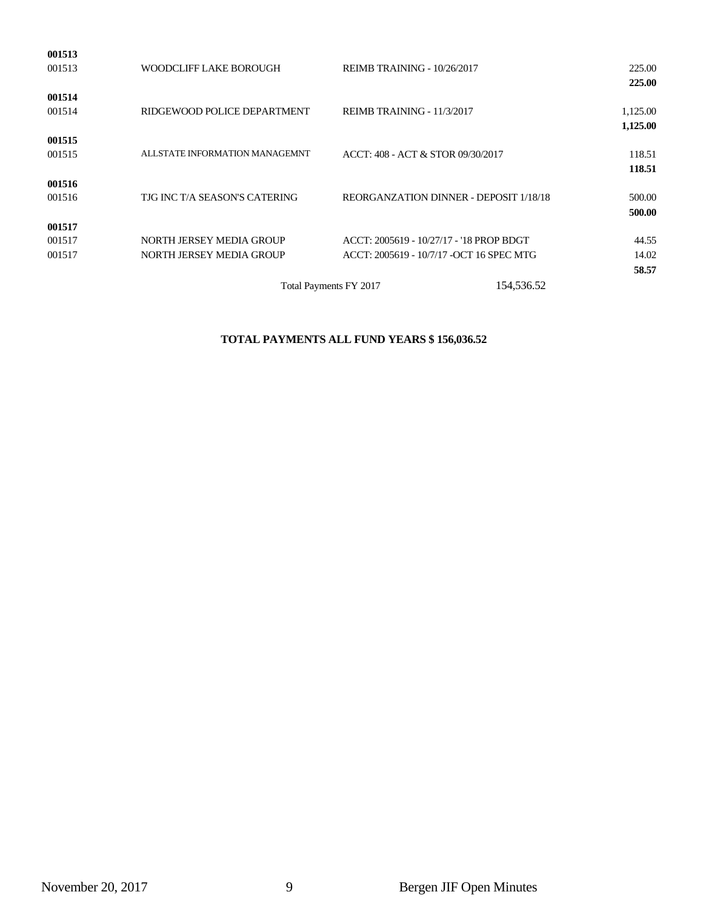| | | | |
|---|---|---|---|
| **001513** | | | |
| 001513 | WOODCLIFF LAKE BOROUGH | REIMB TRAINING - 10/26/2017 | 225.00 |
| | | | **225.00** |
| **001514** | | | |
| 001514 | RIDGEWOOD POLICE DEPARTMENT | REIMB TRAINING - 11/3/2017 | 1,125.00 |
| | | | **1,125.00** |
| **001515** | | | |
| 001515 | ALLSTATE INFORMATION MANAGEMNT | ACCT: 408 - ACT & STOR 09/30/2017 | 118.51 |
| | | | **118.51** |
| **001516** | | | |
| 001516 | TJG INC T/A SEASON'S CATERING | REORGANZATION DINNER - DEPOSIT 1/18/18 | 500.00 |
| | | | **500.00** |
| **001517** | | | |
| 001517 | NORTH JERSEY MEDIA GROUP | ACCT: 2005619 - 10/27/17 - '18 PROP BDGT | 44.55 |
| 001517 | NORTH JERSEY MEDIA GROUP | ACCT: 2005619 - 10/7/17 -OCT 16 SPEC MTG | 14.02 |
| | | | **58.57** |

Total Payments FY 2017 154,536.52

**TOTAL PAYMENTS ALL FUND YEARS $ 156,036.52**